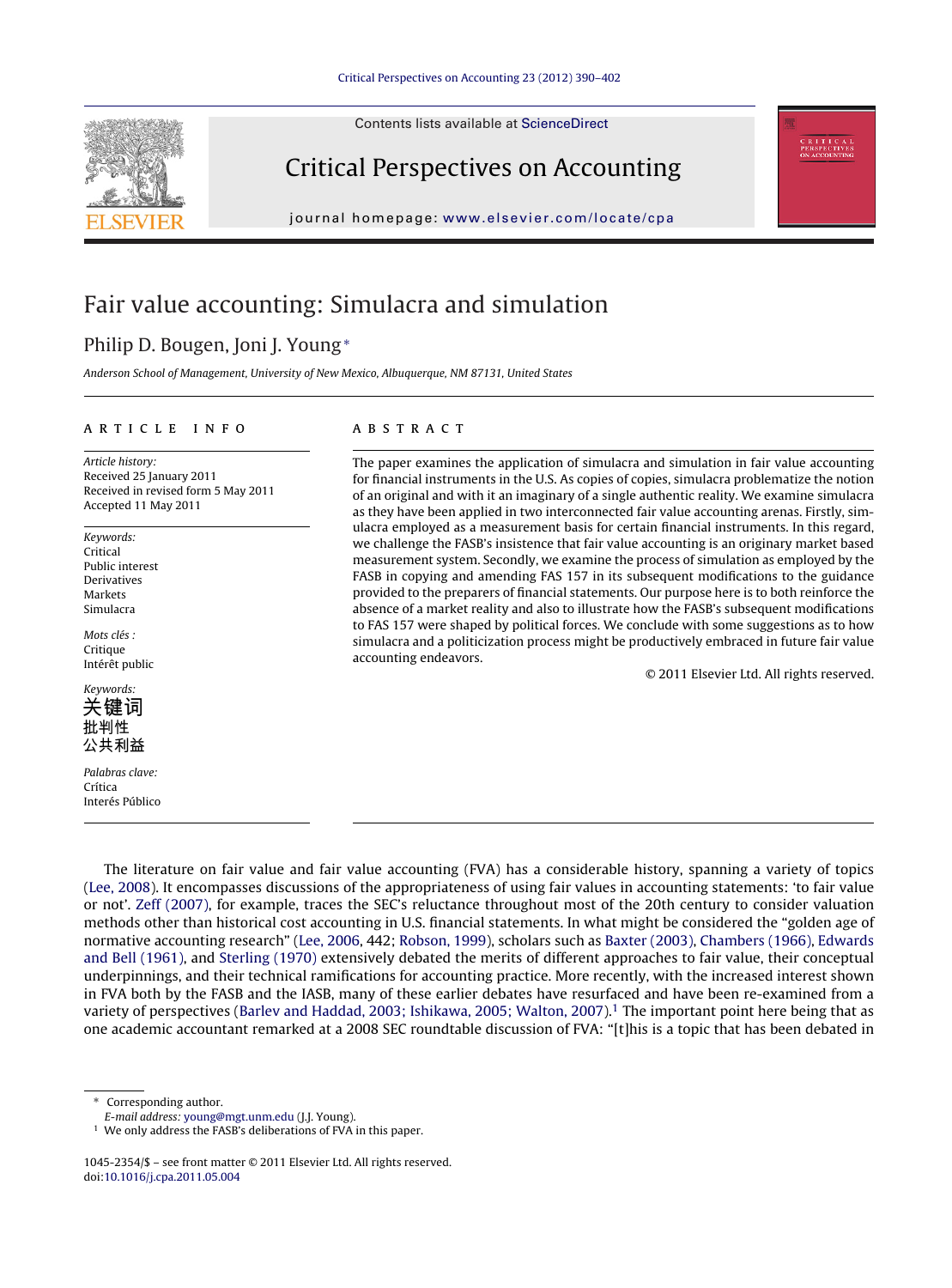# Fair value accounting: Simulacra and simulation

Philip D. Bougen, Joni J. Young *

*Anderson School of Management, University of New Mexico, Albuquerque, NM 87131, United States*

---

**ARTICLE INFO**

*Article history:*
Received 25 January 2011
Received in revised form 5 May 2011
Accepted 11 May 2011

*Keywords:*
Critical
Public interest
Derivatives
Markets
Simulacra

*Mots clés :*
Critique
Intérêt public

*Keywords:*
关键词
批判性
公共利益

*Palabras clave:*
Crítica
Interés Público

**ABSTRACT**

The paper examines the application of simulacra and simulation in fair value accounting for financial instruments in the U.S. As copies of copies, simulacra problematize the notion of an original and with it an imaginary of a single authentic reality. We examine simulacra as they have been applied in two interconnected fair value accounting arenas. Firstly, simulacra employed as a measurement basis for certain financial instruments. In this regard, we challenge the FASB's insistence that fair value accounting is an originary market based measurement system. Secondly, we examine the process of simulation as employed by the FASB in copying and amending FAS 157 in its subsequent modifications to the guidance provided to the preparers of financial statements. Our purpose here is to both reinforce the absence of a market reality and also to illustrate how the FASB's subsequent modifications to FAS 157 were shaped by political forces. We conclude with some suggestions as to how simulacra and a politicization process might be productively embraced in future fair value accounting endeavors.

© 2011 Elsevier Ltd. All rights reserved.

---

The literature on fair value and fair value accounting (FVA) has a considerable history, spanning a variety of topics (Lee, 2008). It encompasses discussions of the appropriateness of using fair values in accounting statements: 'to fair value or not'. Zeff (2007), for example, traces the SEC's reluctance throughout most of the 20th century to consider valuation methods other than historical cost accounting in U.S. financial statements. In what might be considered the "golden age of normative accounting research" (Lee, 2006, 442; Robson, 1999), scholars such as Baxter (2003), Chambers (1966), Edwards and Bell (1961), and Sterling (1970) extensively debated the merits of different approaches to fair value, their conceptual underpinnings, and their technical ramifications for accounting practice. More recently, with the increased interest shown in FVA both by the FASB and the IASB, many of these earlier debates have resurfaced and have been re-examined from a variety of perspectives (Barlev and Haddad, 2003; Ishikawa, 2005; Walton, 2007).[1] The important point here being that as one academic accountant remarked at a 2008 SEC roundtable discussion of FVA: "[t]his is a topic that has been debated in

---

* Corresponding author.
*E-mail address:* young@mgt.unm.edu (J.J. Young).

[1] We only address the FASB's deliberations of FVA in this paper.

1045-2354/$ – see front matter © 2011 Elsevier Ltd. All rights reserved.
doi:10.1016/j.cpa.2011.05.004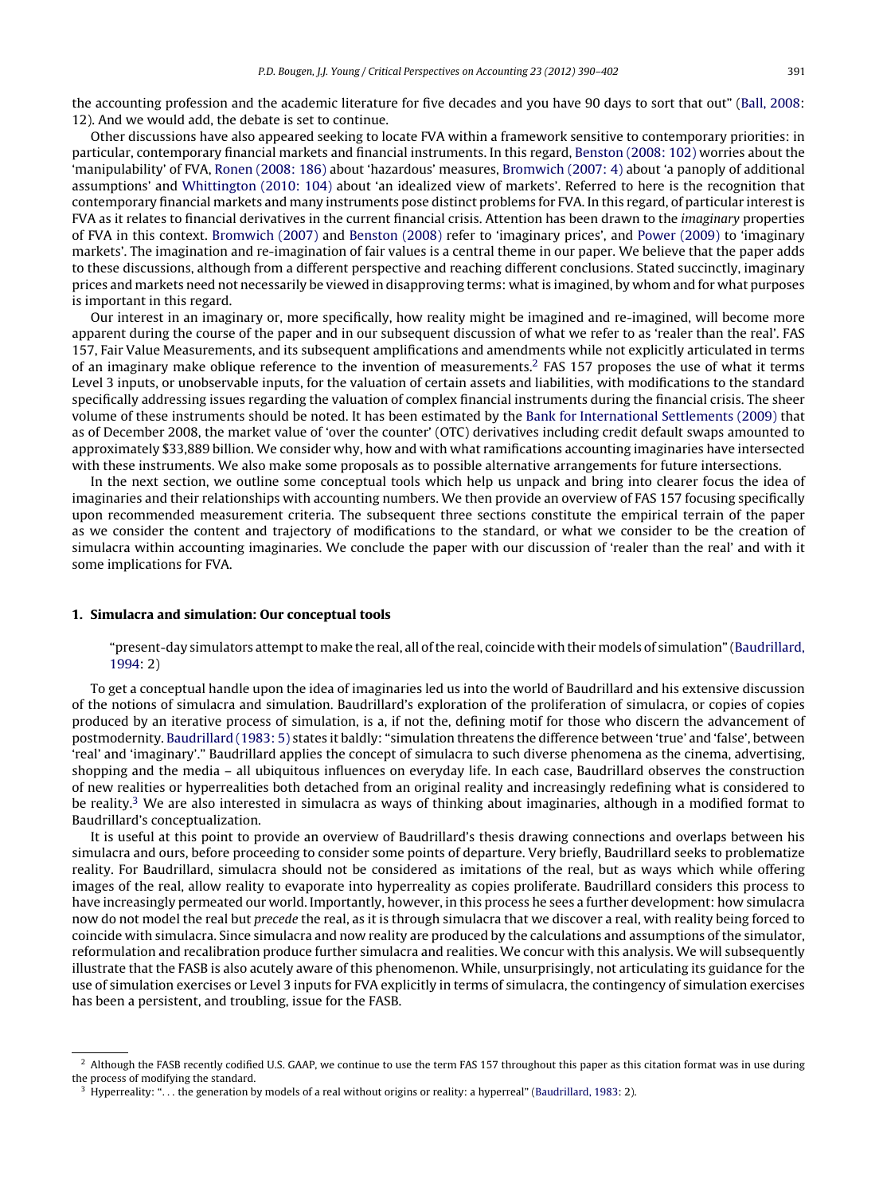the accounting profession and the academic literature for five decades and you have 90 days to sort that out" (Ball, 2008: 12). And we would add, the debate is set to continue.

Other discussions have also appeared seeking to locate FVA within a framework sensitive to contemporary priorities: in particular, contemporary financial markets and financial instruments. In this regard, Benston (2008: 102) worries about the 'manipulability' of FVA, Ronen (2008: 186) about 'hazardous' measures, Bromwich (2007: 4) about 'a panoply of additional assumptions' and Whittington (2010: 104) about 'an idealized view of markets'. Referred to here is the recognition that contemporary financial markets and many instruments pose distinct problems for FVA. In this regard, of particular interest is FVA as it relates to financial derivatives in the current financial crisis. Attention has been drawn to the *imaginary* properties of FVA in this context. Bromwich (2007) and Benston (2008) refer to 'imaginary prices', and Power (2009) to 'imaginary markets'. The imagination and re-imagination of fair values is a central theme in our paper. We believe that the paper adds to these discussions, although from a different perspective and reaching different conclusions. Stated succinctly, imaginary prices and markets need not necessarily be viewed in disapproving terms: what is imagined, by whom and for what purposes is important in this regard.

Our interest in an imaginary or, more specifically, how reality might be imagined and re-imagined, will become more apparent during the course of the paper and in our subsequent discussion of what we refer to as 'realer than the real'. FAS 157, Fair Value Measurements, and its subsequent amplifications and amendments while not explicitly articulated in terms of an imaginary make oblique reference to the invention of measurements.[2] FAS 157 proposes the use of what it terms Level 3 inputs, or unobservable inputs, for the valuation of certain assets and liabilities, with modifications to the standard specifically addressing issues regarding the valuation of complex financial instruments during the financial crisis. The sheer volume of these instruments should be noted. It has been estimated by the Bank for International Settlements (2009) that as of December 2008, the market value of 'over the counter' (OTC) derivatives including credit default swaps amounted to approximately $33,889 billion. We consider why, how and with what ramifications accounting imaginaries have intersected with these instruments. We also make some proposals as to possible alternative arrangements for future intersections.

In the next section, we outline some conceptual tools which help us unpack and bring into clearer focus the idea of imaginaries and their relationships with accounting numbers. We then provide an overview of FAS 157 focusing specifically upon recommended measurement criteria. The subsequent three sections constitute the empirical terrain of the paper as we consider the content and trajectory of modifications to the standard, or what we consider to be the creation of simulacra within accounting imaginaries. We conclude the paper with our discussion of 'realer than the real' and with it some implications for FVA.

## 1. Simulacra and simulation: Our conceptual tools

> "present-day simulators attempt to make the real, all of the real, coincide with their models of simulation" (Baudrillard, 1994: 2)

To get a conceptual handle upon the idea of imaginaries led us into the world of Baudrillard and his extensive discussion of the notions of simulacra and simulation. Baudrillard's exploration of the proliferation of simulacra, or copies of copies produced by an iterative process of simulation, is a, if not the, defining motif for those who discern the advancement of postmodernity. Baudrillard (1983: 5) states it baldly: "simulation threatens the difference between 'true' and 'false', between 'real' and 'imaginary'." Baudrillard applies the concept of simulacra to such diverse phenomena as the cinema, advertising, shopping and the media – all ubiquitous influences on everyday life. In each case, Baudrillard observes the construction of new realities or hyperrealities both detached from an original reality and increasingly redefining what is considered to be reality.[3] We are also interested in simulacra as ways of thinking about imaginaries, although in a modified format to Baudrillard's conceptualization.

It is useful at this point to provide an overview of Baudrillard's thesis drawing connections and overlaps between his simulacra and ours, before proceeding to consider some points of departure. Very briefly, Baudrillard seeks to problematize reality. For Baudrillard, simulacra should not be considered as imitations of the real, but as ways which while offering images of the real, allow reality to evaporate into hyperreality as copies proliferate. Baudrillard considers this process to have increasingly permeated our world. Importantly, however, in this process he sees a further development: how simulacra now do not model the real but *precede* the real, as it is through simulacra that we discover a real, with reality being forced to coincide with simulacra. Since simulacra and now reality are produced by the calculations and assumptions of the simulator, reformulation and recalibration produce further simulacra and realities. We concur with this analysis. We will subsequently illustrate that the FASB is also acutely aware of this phenomenon. While, unsurprisingly, not articulating its guidance for the use of simulation exercises or Level 3 inputs for FVA explicitly in terms of simulacra, the contingency of simulation exercises has been a persistent, and troubling, issue for the FASB.

---

[2] Although the FASB recently codified U.S. GAAP, we continue to use the term FAS 157 throughout this paper as this citation format was in use during the process of modifying the standard.

[3] Hyperreality: ". . . the generation by models of a real without origins or reality: a hyperreal" (Baudrillard, 1983: 2).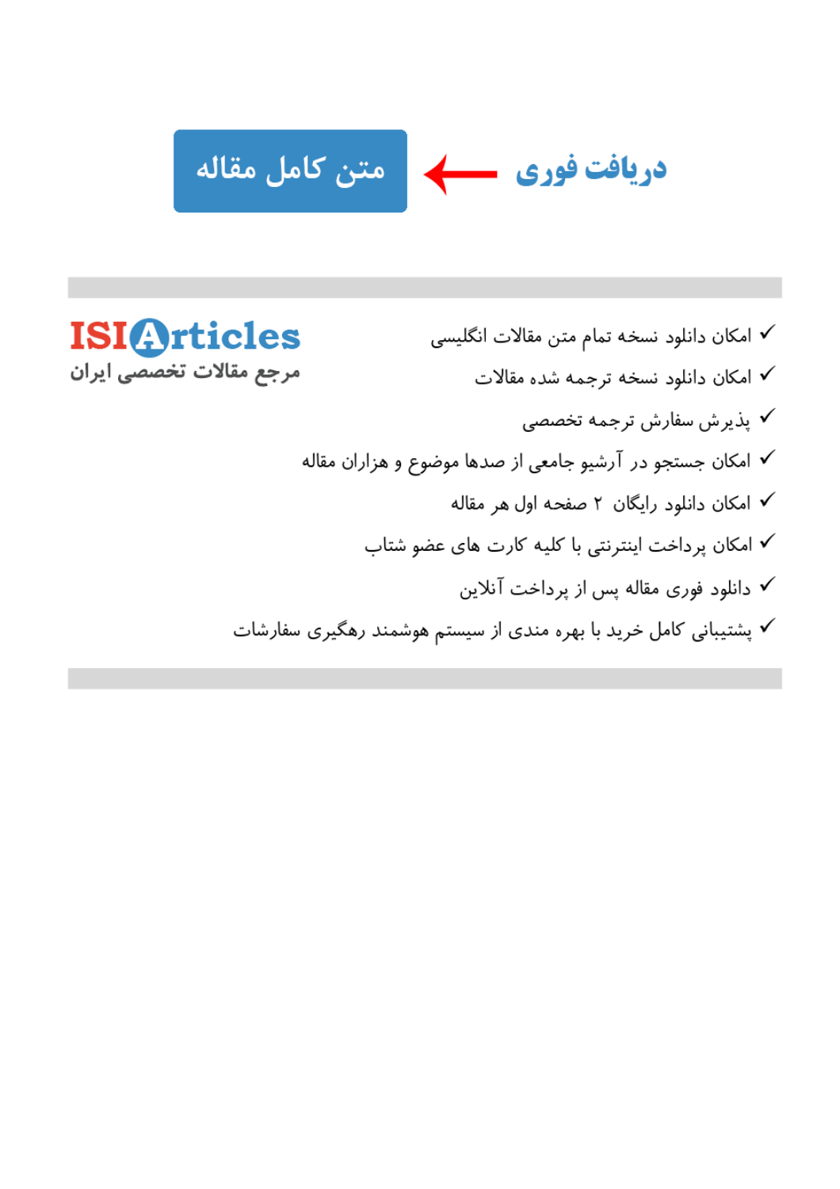دریافت فوری ← **متن کامل مقاله**

**ISIArticles**
مرجع مقالات تخصصی ایران

- ✓ امکان دانلود نسخه تمام متن مقالات انگلیسی
- ✓ امکان دانلود نسخه ترجمه شده مقالات
- ✓ پذیرش سفارش ترجمه تخصصی
- ✓ امکان جستجو در آرشیو جامعی از صدها موضوع و هزاران مقاله
- ✓ امکان دانلود رایگان ۲ صفحه اول هر مقاله
- ✓ امکان پرداخت اینترنتی با کلیه کارت های عضو شتاب
- ✓ دانلود فوری مقاله پس از پرداخت آنلاین
- ✓ پشتیبانی کامل خرید با بهره مندی از سیستم هوشمند رهگیری سفارشات